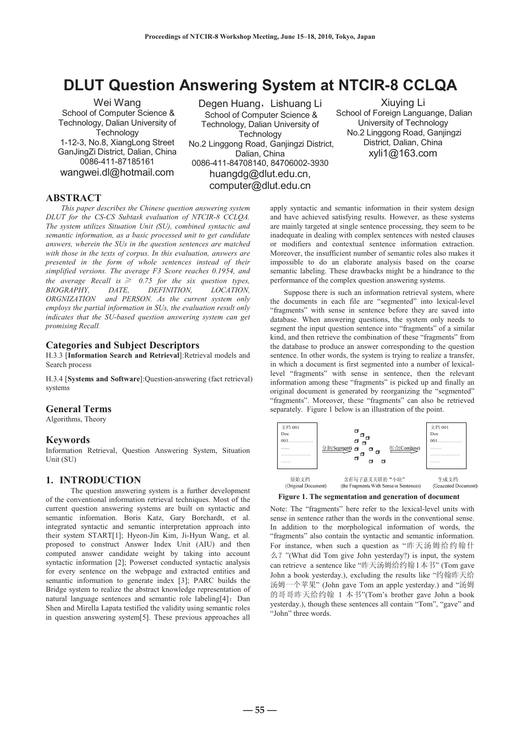# DLUT Question Answering System at NTCIR-8 CCLQA

Wei Wang
School of Computer Science & Technology, Dalian University of Technology
1-12-3, No.8, XiangLong Street GanJingZi District, Dalian, China
0086-411-87185161
wangwei.dl@hotmail.com

Degen Huang，Lishuang Li
School of Computer Science & Technology, Dalian University of Technology
No.2 Linggong Road, Ganjingzi District, Dalian, China
0086-411-84708140, 84706002-3930
huangdg@dlut.edu.cn, computer@dlut.edu.cn

Xiuying Li
School of Foreign Languange, Dalian University of Technology
No.2 Linggong Road, Ganjingzi District, Dalian, China
xyli1@163.com

## ABSTRACT

*This paper describes the Chinese question answering system DLUT for the CS-CS Subtask evaluation of NTCIR-8 CCLQA. The system utilizes Situation Unit (SU), combined syntactic and semantic information, as a basic processed unit to get candidate answers, wherein the SUs in the question sentences are matched with those in the texts of corpus. In this evaluation, answers are presented in the form of whole sentences instead of their simplified versions. The average F3 Score reaches 0.1954, and the average Recall is ≥ 0.75 for the six question types, BIOGRAPHY, DATE, DEFINITION, LOCATION, ORGNIZATION and PERSON. As the current system only employs the partial information in SUs, the evaluation result only indicates that the SU-based question answering system can get promising Recall.*

## Categories and Subject Descriptors

H.3.3 [**Information Search and Retrieval**]:Retrieval models and Search process

H.3.4 [**Systems and Software**]:Question-answering (fact retrieval) systems

## General Terms

Algorithms, Theory

## Keywords

Information Retrieval, Question Answering System, Situation Unit (SU)

## 1. INTRODUCTION

The question answering system is a further development of the conventional information retrieval techniques. Most of the current question answering systems are built on syntactic and semantic information. Boris Katz, Gary Borchardt, et al. integrated syntactic and semantic interpretation approach into their system START[1]; Hyeon-Jin Kim, Ji-Hyun Wang, et al. proposed to construct Answer Index Unit (AIU) and then computed answer candidate weight by taking into account syntactic information [2]; Powerset conducted syntactic analysis for every sentence on the webpage and extracted entities and semantic information to generate index [3]; PARC builds the Bridge system to realize the abstract knowledge representation of natural language sentences and semantic role labeling[4]；Dan Shen and Mirella Lapata testified the validity using semantic roles in question answering system[5]. These previous approaches all apply syntactic and semantic information in their system design and have achieved satisfying results. However, as these systems are mainly targeted at single sentence processing, they seem to be inadequate in dealing with complex sentences with nested clauses or modifiers and contextual sentence information extraction. Moreover, the insufficient number of semantic roles also makes it impossible to do an elaborate analysis based on the coarse semantic labeling. These drawbacks might be a hindrance to the performance of the complex question answering systems.

Suppose there is such an information retrieval system, where the documents in each file are "segmented" into lexical-level "fragments" with sense in sentence before they are saved into database. When answering questions, the system only needs to segment the input question sentence into "fragments" of a similar kind, and then retrieve the combination of these "fragments" from the database to produce an answer corresponding to the question sentence. In other words, the system is trying to realize a transfer, in which a document is first segmented into a number of lexical-level "fragments" with sense in sentence, then the relevant information among these "fragments" is picked up and finally an original document is generated by reorganizing the "segmented" "fragments". Moreover, these "fragments" can also be retrieved separately. Figure 1 below is an illustration of the point.

| 文档 001 Doc 001…………… ……. ……………… …… | 分割(Segment) → 含有句子意义关联的"小块" (the Fragments With Sense in Sentences) → 组合(Combine) | 文档 001 Doc 001…………… ……. ……………… …… |
|---|---|---|
| 原始文档 (Original Document) | | 生成文档 (Generated Document) |

**Figure 1. The segmentation and generation of document**

Note: The "fragments" here refer to the lexical-level units with sense in sentence rather than the words in the conventional sense. In addition to the morphological information of words, the "fragments" also contain the syntactic and semantic information. For instance, when such a question as "昨天汤姆给约翰什么？"(What did Tom give John yesterday?) is input, the system can retrieve a sentence like "昨天汤姆给约翰1本书" (Tom gave John a book yesterday.), excluding the results like "约翰昨天给汤姆一个苹果" (John gave Tom an apple yesterday.) and "汤姆的哥哥昨天给约翰 1 本书"(Tom's brother gave John a book yesterday.), though these sentences all contain "Tom", "gave" and "John" three words.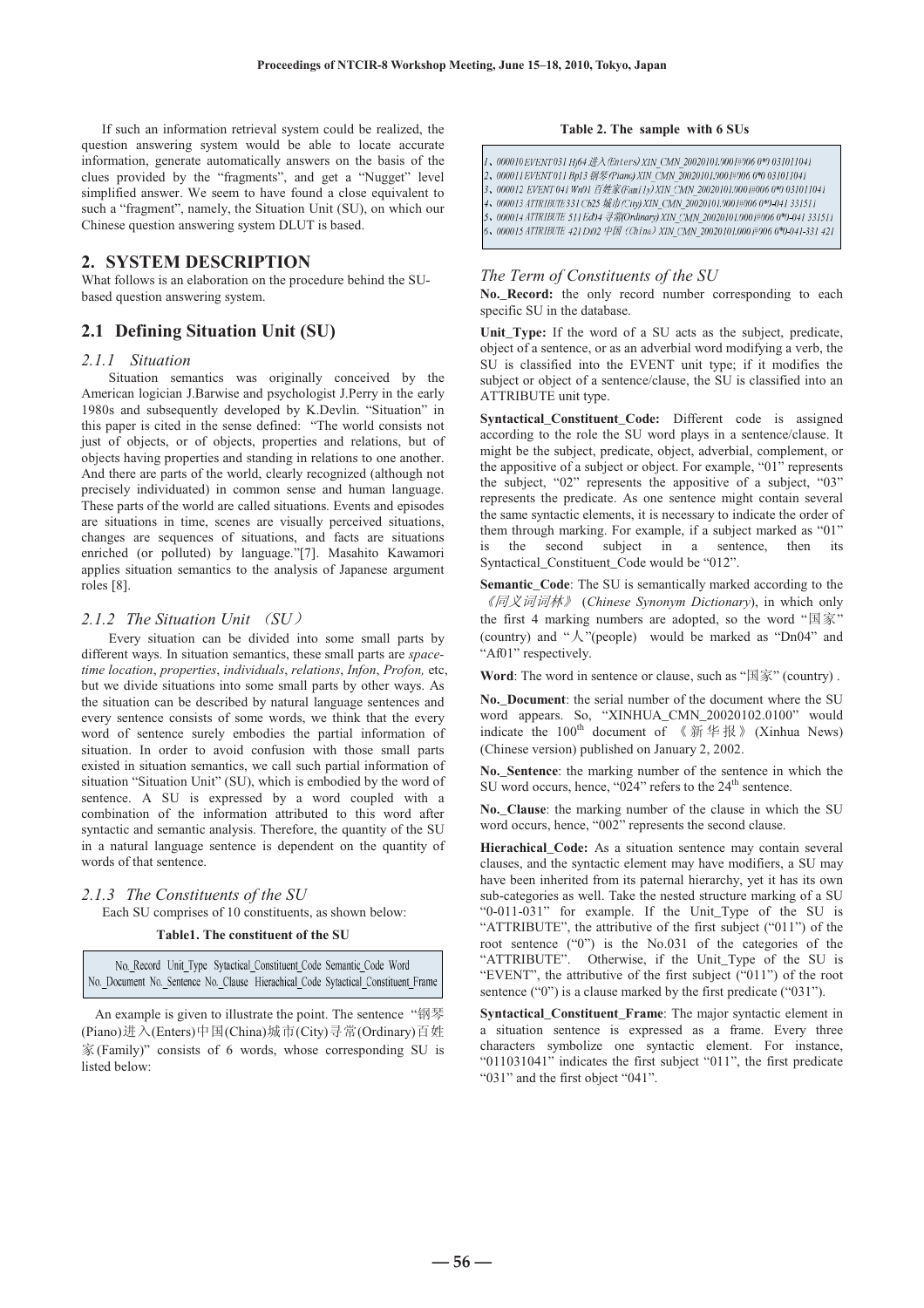If such an information retrieval system could be realized, the question answering system would be able to locate accurate information, generate automatically answers on the basis of the clues provided by the "fragments", and get a "Nugget" level simplified answer. We seem to have found a close equivalent to such a "fragment", namely, the Situation Unit (SU), on which our Chinese question answering system DLUT is based.

## 2. SYSTEM DESCRIPTION

What follows is an elaboration on the procedure behind the SU-based question answering system.

## 2.1 Defining Situation Unit (SU)

### 2.1.1 Situation

Situation semantics was originally conceived by the American logician J.Barwise and psychologist J.Perry in the early 1980s and subsequently developed by K.Devlin. "Situation" in this paper is cited in the sense defined: "The world consists not just of objects, or of objects, properties and relations, but of objects having properties and standing in relations to one another. And there are parts of the world, clearly recognized (although not precisely individuated) in common sense and human language. These parts of the world are called situations. Events and episodes are situations in time, scenes are visually perceived situations, changes are sequences of situations, and facts are situations enriched (or polluted) by language."[7]. Masahito Kawamori applies situation semantics to the analysis of Japanese argument roles [8].

### 2.1.2 The Situation Unit （SU）

Every situation can be divided into some small parts by different ways. In situation semantics, these small parts are *space-time location*, *properties*, *individuals*, *relations*, *Infon*, *Profon,* etc, but we divide situations into some small parts by other ways. As the situation can be described by natural language sentences and every sentence consists of some words, we think that the every word of sentence surely embodies the partial information of situation. In order to avoid confusion with those small parts existed in situation semantics, we call such partial information of situation "Situation Unit" (SU), which is embodied by the word of sentence. A SU is expressed by a word coupled with a combination of the information attributed to this word after syntactic and semantic analysis. Therefore, the quantity of the SU in a natural language sentence is dependent on the quantity of words of that sentence.

### 2.1.3 The Constituents of the SU

Each SU comprises of 10 constituents, as shown below:

**Table1. The constituent of the SU**

| No._Record Unit_Type Sytactical_Constituent_Code Semantic_Code Word |
|---|
| No._Document No._Sentence No._Clause Hierachical_Code Sytactical_Constituent_Frame |

An example is given to illustrate the point. The sentence "钢琴(Piano)进入(Enters)中国(China)城市(City)寻常(Ordinary)百姓家(Family)" consists of 6 words, whose corresponding SU is listed below:

**Table 2. The sample with 6 SUs**

| |
|---|
| 1、000010 EVENT 031 Hj64 进入(Enters) XIN_CMN_20020101.9001#006 0*0 031011041 |
| 2、000011 EVENT 011 Bp13 钢琴(Piano) XIN_CMN_20020101.9001#006 0*0 031011041 |
| 3、000012 EVENT 041 Wn01 百姓家(Family) XIN_CMN_20020101.9001#006 0*0 031011041 |
| 4、000013 ATTRIBUTE 331 Cb25 城市(City) XIN_CMN_20020101.9001#006 0*0-041 331511 |
| 5、000014 ATTRIBUTE 511 Ed04 寻常(Ordinary) XIN_CMN_20020101.9001#006 0*0-041 331511 |
| 6、000015 ATTRIBUTE 421 Dn02 中国（China）XIN_CMN_20020101.0001#006 0*0-041-331 421 |

### *The Term of Constituents of the SU*

**No._Record:** the only record number corresponding to each specific SU in the database.

**Unit_Type:** If the word of a SU acts as the subject, predicate, object of a sentence, or as an adverbial word modifying a verb, the SU is classified into the EVENT unit type; if it modifies the subject or object of a sentence/clause, the SU is classified into an ATTRIBUTE unit type.

**Syntactical_Constituent_Code:** Different code is assigned according to the role the SU word plays in a sentence/clause. It might be the subject, predicate, object, adverbial, complement, or the appositive of a subject or object. For example, "01" represents the subject, "02" represents the appositive of a subject, "03" represents the predicate. As one sentence might contain several the same syntactic elements, it is necessary to indicate the order of them through marking. For example, if a subject marked as "01" is the second subject in a sentence, then its Syntactical_Constituent_Code would be "012".

**Semantic_Code**: The SU is semantically marked according to the 《同义词词林》 (*Chinese Synonym Dictionary*), in which only the first 4 marking numbers are adopted, so the word "国家" (country) and "人"(people) would be marked as "Dn04" and "Af01" respectively.

**Word**: The word in sentence or clause, such as "国家" (country) .

**No._Document**: the serial number of the document where the SU word appears. So, "XINHUA_CMN_20020102.0100" would indicate the 100th document of 《新华报》(Xinhua News) (Chinese version) published on January 2, 2002.

**No._Sentence**: the marking number of the sentence in which the SU word occurs, hence, "024" refers to the 24th sentence.

**No._Clause**: the marking number of the clause in which the SU word occurs, hence, "002" represents the second clause.

**Hierachical_Code:** As a situation sentence may contain several clauses, and the syntactic element may have modifiers, a SU may have been inherited from its paternal hierarchy, yet it has its own sub-categories as well. Take the nested structure marking of a SU "0-011-031" for example. If the Unit_Type of the SU is "ATTRIBUTE", the attributive of the first subject ("011") of the root sentence ("0") is the No.031 of the categories of the "ATTRIBUTE". Otherwise, if the Unit_Type of the SU is "EVENT", the attributive of the first subject ("011") of the root sentence ("0") is a clause marked by the first predicate ("031").

**Syntactical_Constituent_Frame**: The major syntactic element in a situation sentence is expressed as a frame. Every three characters symbolize one syntactic element. For instance, "011031041" indicates the first subject "011", the first predicate "031" and the first object "041".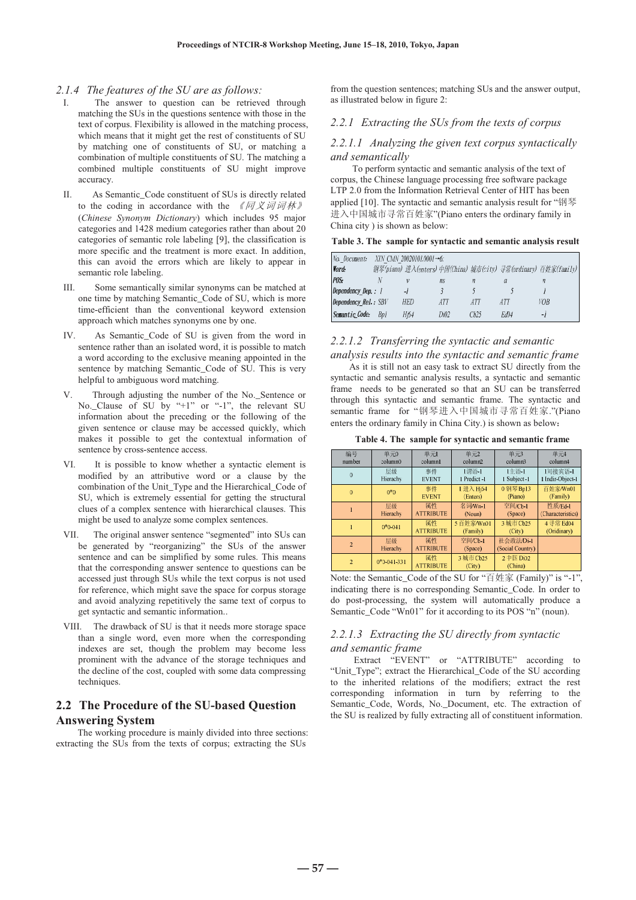*2.1.4 The features of the SU are as follows:*

I. The answer to question can be retrieved through matching the SUs in the questions sentence with those in the text of corpus. Flexibility is allowed in the matching process, which means that it might get the rest of constituents of SU by matching one of constituents of SU, or matching a combination of multiple constituents of SU. The matching a combined multiple constituents of SU might improve accuracy.

II. As Semantic_Code constituent of SUs is directly related to the coding in accordance with the 《同义词词林》 (*Chinese Synonym Dictionary*) which includes 95 major categories and 1428 medium categories rather than about 20 categories of semantic role labeling [9], the classification is more specific and the treatment is more exact. In addition, this can avoid the errors which are likely to appear in semantic role labeling.

III. Some semantically similar synonyms can be matched at one time by matching Semantic_Code of SU, which is more time-efficient than the conventional keyword extension approach which matches synonyms one by one.

IV. As Semantic_Code of SU is given from the word in sentence rather than an isolated word, it is possible to match a word according to the exclusive meaning appointed in the sentence by matching Semantic_Code of SU. This is very helpful to ambiguous word matching.

V. Through adjusting the number of the No._Sentence or No._Clause of SU by "+1" or "-1", the relevant SU information about the preceding or the following of the given sentence or clause may be accessed quickly, which makes it possible to get the contextual information of sentence by cross-sentence access.

VI. It is possible to know whether a syntactic element is modified by an attributive word or a clause by the combination of the Unit_Type and the Hierarchical_Code of SU, which is extremely essential for getting the structural clues of a complex sentence with hierarchical clauses. This might be used to analyze some complex sentences.

VII. The original answer sentence "segmented" into SUs can be generated by "reorganizing" the SUs of the answer sentence and can be simplified by some rules. This means that the corresponding answer sentence to questions can be accessed just through SUs while the text corpus is not used for reference, which might save the space for corpus storage and avoid analyzing repetitively the same text of corpus to get syntactic and semantic information..

VIII. The drawback of SU is that it needs more storage space than a single word, even more when the corresponding indexes are set, though the problem may become less prominent with the advance of the storage techniques and the decline of the cost, coupled with some data compressing techniques.

## 2.2 The Procedure of the SU-based Question Answering System

The working procedure is mainly divided into three sections: extracting the SUs from the texts of corpus; extracting the SUs from the question sentences; matching SUs and the answer output, as illustrated below in figure 2:

### *2.2.1 Extracting the SUs from the texts of corpus*

#### *2.2.1.1 Analyzing the given text corpus syntactically and semantically*

To perform syntactic and semantic analysis of the text of corpus, the Chinese language processing free software package LTP 2.0 from the Information Retrieval Center of HIT has been applied [10]. The syntactic and semantic analysis result for "钢琴进入中国城市寻常百姓家"(Piano enters the ordinary family in China city ) is shown as below:

**Table 3. The sample for syntactic and semantic analysis result**

| No._Document: | XIN_CMN_20020101.0001→6: | | | | | |
|---|---|---|---|---|---|---|
| Word: | 钢琴(piano) | 进入(enters) | 中国(China) | 城市(city) | 寻常(ordinary) | 百姓家(family) |
| POS: | N | v | ns | n | a | n |
| Dependency_Dep.: | 1 | -1 | 3 | 5 | 5 | 1 |
| Dependency_Rel.: | SBV | HED | ATT | ATT | ATT | VOB |
| Semantic_Code: | Bp1 | Hj64 | Di02 | Cb25 | Ed04 | -1 |

#### *2.2.1.2 Transferring the syntactic and semantic analysis results into the syntactic and semantic frame*

As it is still not an easy task to extract SU directly from the syntactic and semantic analysis results, a syntactic and semantic frame needs to be generated so that an SU can be transferred through this syntactic and semantic frame. The syntactic and semantic frame for "钢琴进入中国城市寻常百姓家."(Piano enters the ordinary family in China City.) is shown as below：

**Table 4. The sample for syntactic and semantic frame**

| 编号 number | 单元0 column0 | 单元1 column1 | 单元2 column2 | 单元3 column3 | 单元4 column4 |
|---|---|---|---|---|---|
| 0 | 层级 Hierachy | 事件 EVENT | 1谓语-1 1 Predict -1 | 1主语-1 1 Subject -1 | 1间接宾语-1 1 Indir-Object-1 |
| 0 | 0*0 | 事件 EVENT | 1 进入 Hj64 (Enters) | 0 钢琴 Bp13 (Piano) | 百姓家/Wn01 (Family) |
| 1 | 层级 Hierachy | 属性 ATTRIBUTE | 名词/Wn-1 (Noun) | 空间/Cb-1 (Space) | 性质/Ed-1 (Characteristics) |
| 1 | 0*0-041 | 属性 ATTRIBUTE | 5 百姓家/Wn01 (Family) | 3 城市 Cb25 (City) | 4 寻常 Ed04 (Ordinary) |
| 2 | 层级 Hierachy | 属性 ATTRIBUTE | 空间/Cb-1 (Space) | 社会政法/Di-1 (Social Country) | |
| 2 | 0*0-041-331 | 属性 ATTRIBUTE | 3 城市 Cb25 (City) | 2 中国 Di02 (China) | |

Note: the Semantic_Code of the SU for "百姓家 (Family)" is "-1", indicating there is no corresponding Semantic_Code. In order to do post-processing, the system will automatically produce a Semantic_Code "Wn01" for it according to its POS "n" (noun).

#### *2.2.1.3 Extracting the SU directly from syntactic and semantic frame*

Extract "EVENT" or "ATTRIBUTE" according to "Unit_Type"; extract the Hierarchical_Code of the SU according to the inherited relations of the modifiers; extract the rest corresponding information in turn by referring to the Semantic_Code, Words, No._Document, etc. The extraction of the SU is realized by fully extracting all of constituent information.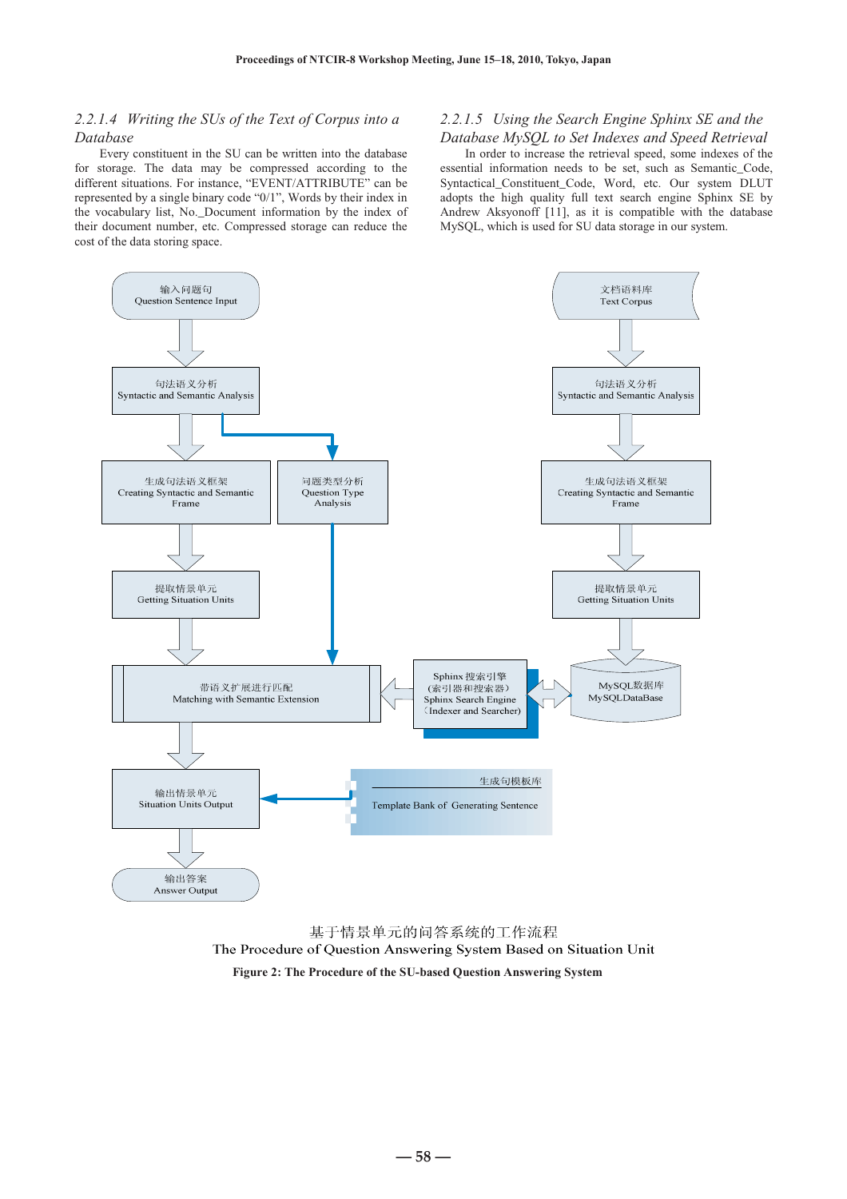#### 2.2.1.4 *Writing the SUs of the Text of Corpus into a Database*

Every constituent in the SU can be written into the database for storage. The data may be compressed according to the different situations. For instance, "EVENT/ATTRIBUTE" can be represented by a single binary code "0/1", Words by their index in the vocabulary list, No._Document information by the index of their document number, etc. Compressed storage can reduce the cost of the data storing space.

#### 2.2.1.5 *Using the Search Engine Sphinx SE and the Database MySQL to Set Indexes and Speed Retrieval*

In order to increase the retrieval speed, some indexes of the essential information needs to be set, such as Semantic_Code, Syntactical_Constituent_Code, Word, etc. Our system DLUT adopts the high quality full text search engine Sphinx SE by Andrew Aksyonoff [11], as it is compatible with the database MySQL, which is used for SU data storage in our system.

输入问题句
Question Sentence Input

句法语义分析
Syntactic and Semantic Analysis

生成句法语义框架
Creating Syntactic and Semantic Frame

问题类型分析
Question Type Analysis

提取情景单元
Getting Situation Units

带语义扩展进行匹配
Matching with Semantic Extension

输出情景单元
Situation Units Output

输出答案
Answer Output

文档语料库
Text Corpus

句法语义分析
Syntactic and Semantic Analysis

生成句法语义框架
Creating Syntactic and Semantic Frame

提取情景单元
Getting Situation Units

Sphinx 搜索引擎
(索引器和搜索器)
Sphinx Search Engine
(Indexer and Searcher)

MySQL数据库
MySQLDataBase

生成句模板库
Template Bank of Generating Sentence

基于情景单元的问答系统的工作流程
The Procedure of Question Answering System Based on Situation Unit

**Figure 2: The Procedure of the SU-based Question Answering System**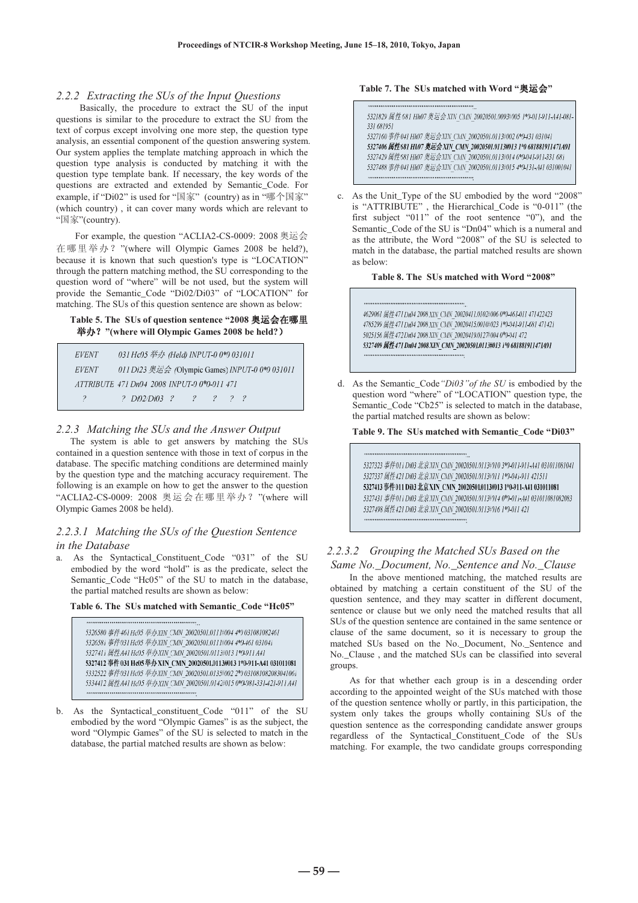### 2.2.2 Extracting the SUs of the Input Questions

Basically, the procedure to extract the SU of the input questions is similar to the procedure to extract the SU from the text of corpus except involving one more step, the question type analysis, an essential component of the question answering system. Our system applies the template matching approach in which the question type analysis is conducted by matching it with the question type template bank. If necessary, the key words of the questions are extracted and extended by Semantic_Code. For example, if "Di02" is used for "国家" (country) as in "哪个国家" (which country) , it can cover many words which are relevant to "国家"(country).

For example, the question "ACLIA2-CS-0009: 2008 奥运会在哪里举办？"(where will Olympic Games 2008 be held?), because it is known that such question's type is "LOCATION" through the pattern matching method, the SU corresponding to the question word of "where" will not be used, but the system will provide the Semantic_Code "Di02/Di03" of "LOCATION" for matching. The SUs of this question sentence are shown as below:

**Table 5. The SUs of question sentence "2008 奥运会在哪里举办？"(where will Olympic Games 2008 be held?）**

| | | | | | | |
|---|---|---|---|---|---|---|
| *EVENT* | *031 Hc05 举办 (Held) INPUT-0 0*0 031011* | | | | | |
| *EVENT* | *011 Di23 奥运会 (Olympic Games) INPUT-0 0*0 031011* | | | | | |
| *ATTRIBUTE* | *471 Dn04 2008 INPUT-0 0*0-011 471* | | | | | |
| *?* | *? Di02/Di03* | *?* | *?* | *?* | *?* | *?* |

### 2.2.3 Matching the SUs and the Answer Output

The system is able to get answers by matching the SUs contained in a question sentence with those in text of corpus in the database. The specific matching conditions are determined mainly by the question type and the matching accuracy requirement. The following is an example on how to get the answer to the question "ACLIA2-CS-0009: 2008 奥运会在哪里举办？"(where will Olympic Games 2008 be held).

#### 2.2.3.1 Matching the SUs of the Question Sentence in the Database

a. As the Syntactical_Constituent_Code "031" of the SU embodied by the word "hold" is as the predicate, select the Semantic_Code "Hc05" of the SU to match in the database, the partial matched results are shown as below:

**Table 6. The SUs matched with Semantic_Code "Hc05"**

```
……………………………………………
5326580 事件461 Hc05 举办XIN_CMN_20020501.0111#004 4*0 031081082461
5326581 事件031 Hc05 举办XIN_CMN_20020501.0111#004 4*0-461 031041
5327411 属性A41 Hc05 举办XIN_CMN_20020501.0113#013 1*0-911 A41
5327412 事件 031 Hc05 举办 XIN_CMN_20020501.0113#013 1*0-911-A41 031011081
5332522 事件031 Hc05 举办XIN_CMN_20020501.0135#002 2*0 031081082083041061
5334412 属性A41 Hc05 举办XIN_CMN_20020501.0142#015 0*0-981-331-421-911 A41
……………………………………………
```

b. As the Syntactical_constituent_Code "011" of the SU embodied by the word "Olympic Games" is as the subject, the word "Olympic Games" of the SU is selected to match in the database, the partial matched results are shown as below:

**Table 7. The SUs matched with Word "奥运会"**

```
……………………………………………
5321829 属性681 Hh07 奥运会 XIN_CMN_20020501.0093#005 1*0-011-911-A41-081-331 681951
5327160 事件041 Hh07 奥运会XIN_CMN_20020501.0113#002 6*0-431 031041
5327406 属性681 Hh07 奥运会 XIN_CMN_20020501.0113#013 1*0 681881911471A01
5327429 属性681 Hh07 奥运会XIN_CMN_20020501.0113#014 0*0-041-911-331 681
5327488 事件041 Hh07 奥运会XIN_CMN_20020501.0113#015 4*0-131-A41 031001041
……………………………………………
```

c. As the Unit_Type of the SU embodied by the word "2008" is "ATTRIBUTE" , the Hierarchical_Code is "0-011" (the first subject "011" of the root sentence "0"), and the Semantic_Code of the SU is "Dn04" which is a numeral and as the attribute, the Word "2008" of the SU is selected to match in the database, the partial matched results are shown as below:

**Table 8. The SUs matched with Word "2008"**

```
……………………………………………
4629061 属性471 Dn04 2008 XIN_CMN_20020411.0102#006 0*0-461-011 471422423
4785299 属性471 Dn04 2008 XIN_CMN_20020415.0010#023 1*0-041-911-681 471421
5025156 属性472 Dn04 2008 XIN_CMN_20020419.0127#004 0*0-041 472
5327409 属性471 Dn04 2008 XIN_CMN_20020501.0113#013 1*0 681881911471A01
……………………………………………
```

d. As the Semantic_Code *"Di03" of the SU* is embodied by the question word "where" of "LOCATION" question type, the Semantic_Code "Cb25" is selected to match in the database, the partial matched results are shown as below:

**Table 9. The SUs matched with Semantic_Code "Di03"**

```
……………………………………………
5327323 事件011 Di03 北京XIN_CMN_20020501.0113#010 3*0-011-911-A41 031011081041
5327337 属性421 Di03 北京XIN_CMN_20020501.0113#011 1*0-041-911 421511
5327413 事件011 Di03 北京XIN_CMN_20020501.0113#013 1*0-911-A41 031011081
5327431 事件011 Di03 北京XIN_CMN_20020501.0113#014 0*0-011-A41 031011081082083
5327498 属性421 Di03 北京XIN_CMN_20020501.0113#016 1*0-011 421
……………………………………………
```

#### 2.2.3.2 Grouping the Matched SUs Based on the Same No._Document, No._Sentence and No._Clause

In the above mentioned matching, the matched results are obtained by matching a certain constituent of the SU of the question sentence, and they may scatter in different document, sentence or clause but we only need the matched results that all SUs of the question sentence are contained in the same sentence or clause of the same document, so it is necessary to group the matched SUs based on the No._Document, No._Sentence and No._Clause , and the matched SUs can be classified into several groups.

As for that whether each group is in a descending order according to the appointed weight of the SUs matched with those of the question sentence wholly or partly, in this participation, the system only takes the groups wholly containing SUs of the question sentence as the corresponding candidate answer groups regardless of the Syntactical_Constituent_Code of the SUs matching. For example, the two candidate groups corresponding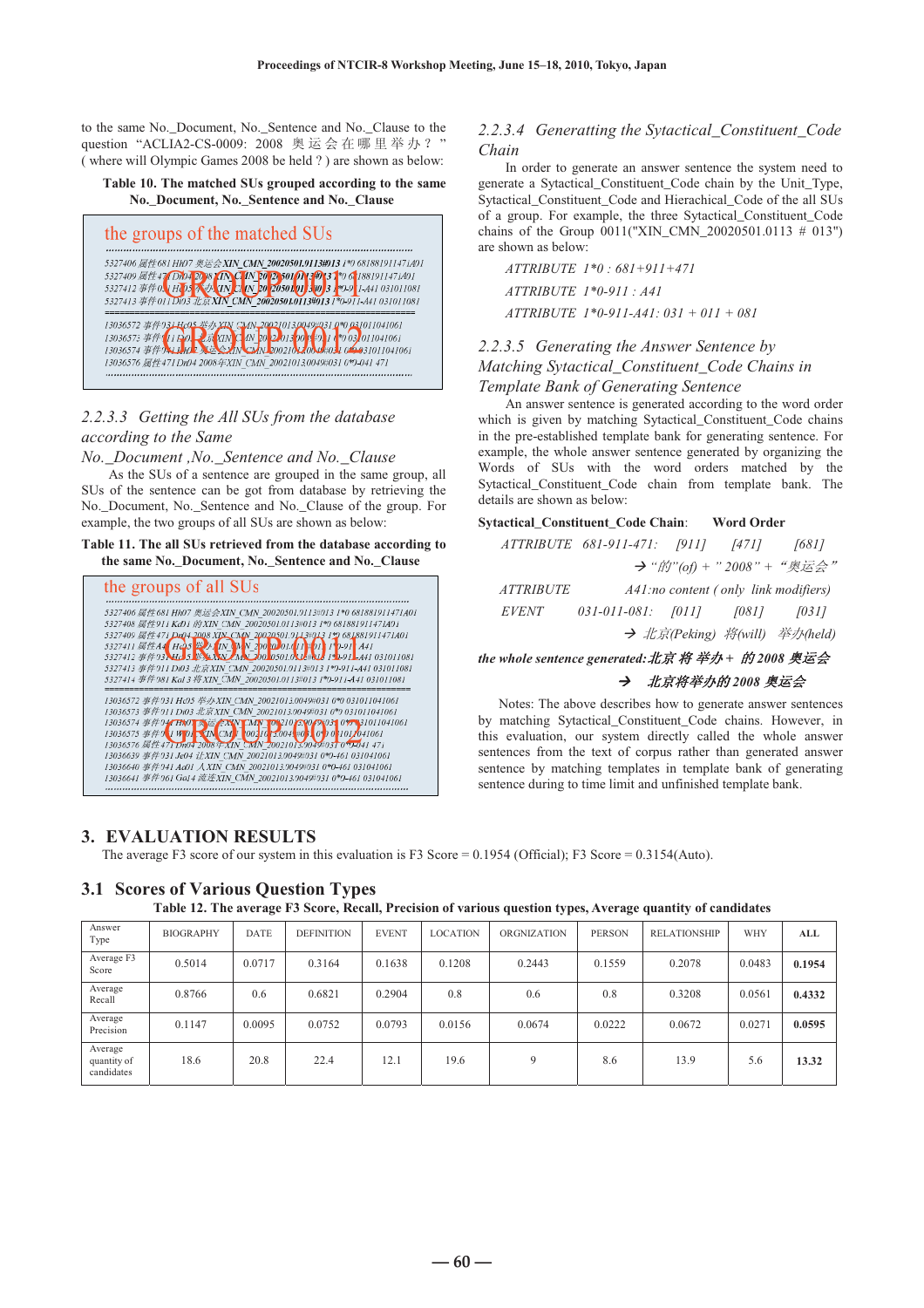to the same No._Document, No._Sentence and No._Clause to the question "ACLIA2-CS-0009: 2008 奥运会在哪里举办？" ( where will Olympic Games 2008 be held ? ) are shown as below:

**Table 10. The matched SUs grouped according to the same No._Document, No._Sentence and No._Clause**

```
the groups of the matched SUs
.........................................................................
5327406 属性681 Hh07 奥运会XIN_CMN_20020501.0113#013 1*0 681881911471A01
5327409 属性471 Dn04 2008 XIN_CMN_20020501.0113#013 1*0 681881911471A01
5327412 事件011 Hc05 举办 XIN_CMN_20020501.0113#013 1*0-911-A41 031011081
5327413 事件011 Di03 北京XIN_CMN_20020501.0113#013 1*0-911-A41 031011081
                        GROUP 0011
=========================================================================
13036572 事件931 Hc05 举办XIN_CMN_20021013.0049#031 0*0 031011041061
13036573 事件911 Di03 北京XIN_CMN_20021013.0049#031 0*0 031011041061
13036574 事件941 Hh07 奥运会XIN_CMN_20021013.0049#031 0*0 031011041061
13036576 属性471 Dn04 2008年XIN_CMN_20021013.0049#031 0*0-041 471
                        GROUP 0012
.........................................................................
```

### 2.2.3.3 Getting the All SUs from the database according to the Same No._Document ,No._Sentence and No._Clause

As the SUs of a sentence are grouped in the same group, all SUs of the sentence can be got from database by retrieving the No._Document, No._Sentence, No._Clause of the group. For example, the two groups of all SUs are shown as below:

**Table 11. The all SUs retrieved from the database according to the same No._Document, No._Sentence and No._Clause**

```
the groups of all SUs
.........................................................................
5327406 属性681 Hh07 奥运会XIN_CMN_20020501.0113#013 1*0 681881911471A01
5327408 属性911 Kd01 的XIN_CMN_20020501.0113#013 1*0 681881911471A01
5327409 属性471 Dn04 2008 XIN_CMN_20020501.0113#013 1*0 681881911471A01
5327411 属性A41 Hc05 举办XIN_CMN_20020501.0113#013 1*0-911 A41
5327412 事件031 Hc05 举办XIN_CMN_20020501.0113#013 1*0-911-A41 031011081
5327413 事件911 Di03 北京XIN_CMN_20020501.0113#013 1*0-911-A41 031011081
5327414 事件981 Ka13 将XIN_CMN_20020501.0113#013 1*0-911-A41 031011081
                        GROUP 0011
=========================================================================
13036572 事件931 Hc05 举办XIN_CMN_20021013.0049#031 0*0 031011041061
13036573 事件911 Di03 北京XIN_CMN_20021013.0049#031 0*0 031011041061
13036574 事件941 Hh07 奥运会XIN_CMN_20021013.0049#031 0*0 031011041061
13036575 事件961 Wi01 XIN_CMN_20021013.0049#031 0*0 031011041061
13036576 属性471 Dn04 2008年XIN_CMN_20021013.0049#031 0*0-041 471
13036639 事件931 Je04 让XIN_CMN_20021013.0049#031 0*0-461 031041061
13036640 事件941 Aa01 人XIN_CMN_20021013.0049#031 0*0-461 031041061
13036641 事件961 Ga14 流连XIN_CMN_20021013.0049#031 0*0-461 031041061
                        GROUP 0012
.........................................................................
```

### 2.2.3.4 Generatting the Sytactical_Constituent_Code Chain

In order to generate an answer sentence the system need to generate a Sytactical_Constituent_Code chain by the Unit_Type, Sytactical_Constituent_Code and Hierachical_Code of the all SUs of a group. For example, the three Sytactical_Constituent_Code chains of the Group 0011("XIN_CMN_20020501.0113 # 013") are shown as below:

*ATTRIBUTE 1\*0 : 681+911+471*

*ATTRIBUTE 1\*0-911 : A41*

*ATTRIBUTE 1\*0-911-A41: 031 + 011 + 081*

### 2.2.3.5 Generating the Answer Sentence by Matching Sytactical_Constituent_Code Chains in Template Bank of Generating Sentence

An answer sentence is generated according to the word order which is given by matching Sytactical_Constituent_Code chains in the pre-established template bank for generating sentence. For example, the whole answer sentence generated by organizing the Words of SUs with the word orders matched by the Sytactical_Constituent_Code chain from template bank. The details are shown as below:

**Sytactical_Constituent_Code Chain**: **Word Order**

*ATTRIBUTE 681-911-471: [911] [471] [681]*

*→ "的"(of) + " 2008" + "奥运会"*

*ATTRIBUTE A41:no content ( only link modifiers)*

*EVENT 031-011-081: [011] [081] [031]*

*→ 北京(Peking) 将(will) 举办(held)*

***the whole sentence generated: 北京 将 举办 + 的 2008 奥运会***

***→ 北京将举办的 2008 奥运会***

Notes: The above describes how to generate answer sentences by matching Sytactical_Constituent_Code chains. However, in this evaluation, our system directly called the whole answer sentences from the text of corpus rather than generated answer sentence by matching templates in template bank of generating sentence during to time limit and unfinished template bank.

## 3. EVALUATION RESULTS

The average F3 score of our system in this evaluation is F3 Score = 0.1954 (Official); F3 Score = 0.3154(Auto).

### 3.1 Scores of Various Question Types

**Table 12. The average F3 Score, Recall, Precision of various question types, Average quantity of candidates**

| Answer Type | BIOGRAPHY | DATE | DEFINITION | EVENT | LOCATION | ORGNIZATION | PERSON | RELATIONSHIP | WHY | ALL |
|---|---|---|---|---|---|---|---|---|---|---|
| Average F3 Score | 0.5014 | 0.0717 | 0.3164 | 0.1638 | 0.1208 | 0.2443 | 0.1559 | 0.2078 | 0.0483 | **0.1954** |
| Average Recall | 0.8766 | 0.6 | 0.6821 | 0.2904 | 0.8 | 0.6 | 0.8 | 0.3208 | 0.0561 | **0.4332** |
| Average Precision | 0.1147 | 0.0095 | 0.0752 | 0.0793 | 0.0156 | 0.0674 | 0.0222 | 0.0672 | 0.0271 | **0.0595** |
| Average quantity of candidates | 18.6 | 20.8 | 22.4 | 12.1 | 19.6 | 9 | 8.6 | 13.9 | 5.6 | **13.32** |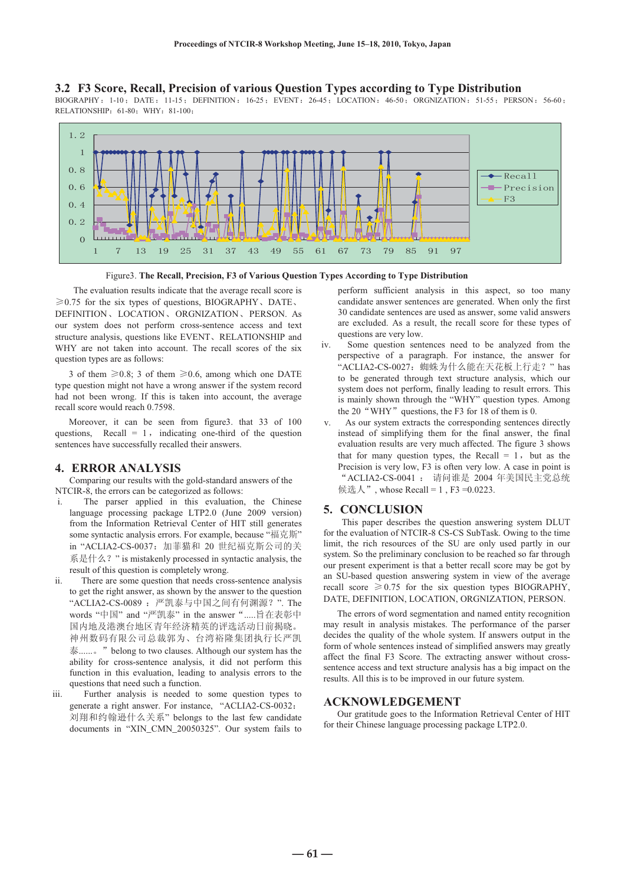### 3.2 F3 Score, Recall, Precision of various Question Types according to Type Distribution

BIOGRAPHY：1-10；DATE：11-15；DEFINITION：16-25；EVENT：26-45；LOCATION：46-50；ORGNIZATION：51-55；PERSON：56-60；RELATIONSHIP：61-80；WHY：81-100；

Figure3. **The Recall, Precision, F3 of Various Question Types According to Type Distribution**

The evaluation results indicate that the average recall score is ≥0.75 for the six types of questions, BIOGRAPHY、DATE、DEFINITION、LOCATION、ORGNIZATION、PERSON. As our system does not perform cross-sentence access and text structure analysis, questions like EVENT、RELATIONSHIP and WHY are not taken into account. The recall scores of the six question types are as follows:

3 of them ≥0.8; 3 of them ≥0.6, among which one DATE type question might not have a wrong answer if the system record had not been wrong. If this is taken into account, the average recall score would reach 0.7598.

Moreover, it can be seen from figure3. that 33 of 100 questions, Recall = 1，indicating one-third of the question sentences have successfully recalled their answers.

## 4. ERROR ANALYSIS

Comparing our results with the gold-standard answers of the NTCIR-8, the errors can be categorized as follows:

i. The parser applied in this evaluation, the Chinese language processing package LTP2.0 (June 2009 version) from the Information Retrieval Center of HIT still generates some syntactic analysis errors. For example, because "福克斯" in "ACLIA2-CS-0037：加菲猫和 20 世纪福克斯公司的关系是什么？" is mistakenly processed in syntactic analysis, the result of this question is completely wrong.

ii. There are some question that needs cross-sentence analysis to get the right answer, as shown by the answer to the question "ACLIA2-CS-0089：严凯泰与中国之间有何渊源？". The words "中国" and "严凯泰" in the answer ".....旨在表彰中国内地及港澳台地区青年经济精英的评选活动日前揭晓。神州数码有限公司总裁郭为、台湾裕隆集团执行长严凯泰......。" belong to two clauses. Although our system has the ability for cross-sentence analysis, it did not perform this function in this evaluation, leading to analysis errors to the questions that need such a function.

iii. Further analysis is needed to some question types to generate a right answer. For instance, "ACLIA2-CS-0032：刘翔和约翰逊什么关系" belongs to the last few candidate documents in "XIN_CMN_20050325". Our system fails to perform sufficient analysis in this aspect, so too many candidate answer sentences are generated. When only the first 30 candidate sentences are used as answer, some valid answers are excluded. As a result, the recall score for these types of questions are very low.

iv. Some question sentences need to be analyzed from the perspective of a paragraph. For instance, the answer for "ACLIA2-CS-0027：蜘蛛为什么能在天花板上行走？" has to be generated through text structure analysis, which our system does not perform, finally leading to result errors. This is mainly shown through the "WHY" question types. Among the 20 "WHY" questions, the F3 for 18 of them is 0.

v. As our system extracts the corresponding sentences directly instead of simplifying them for the final answer, the final evaluation results are very much affected. The figure 3 shows that for many question types, the Recall = 1， but as the Precision is very low, F3 is often very low. A case in point is "ACLIA2-CS-0041：请问谁是 2004 年美国民主党总统候选人", whose Recall = 1 , F3 =0.0223.

## 5. CONCLUSION

This paper describes the question answering system DLUT for the evaluation of NTCIR-8 CS-CS SubTask. Owing to the time limit, the rich resources of the SU are only used partly in our system. So the preliminary conclusion to be reached so far through our present experiment is that a better recall score may be got by an SU-based question answering system in view of the average recall score ≥0.75 for the six question types BIOGRAPHY, DATE, DEFINITION, LOCATION, ORGNIZATION, PERSON.

The errors of word segmentation and named entity recognition may result in analysis mistakes. The performance of the parser decides the quality of the whole system. If answers output in the form of whole sentences instead of simplified answers may greatly affect the final F3 Score. The extracting answer without cross-sentence access and text structure analysis has a big impact on the results. All this is to be improved in our future system.

## ACKNOWLEDGEMENT

Our gratitude goes to the Information Retrieval Center of HIT for their Chinese language processing package LTP2.0.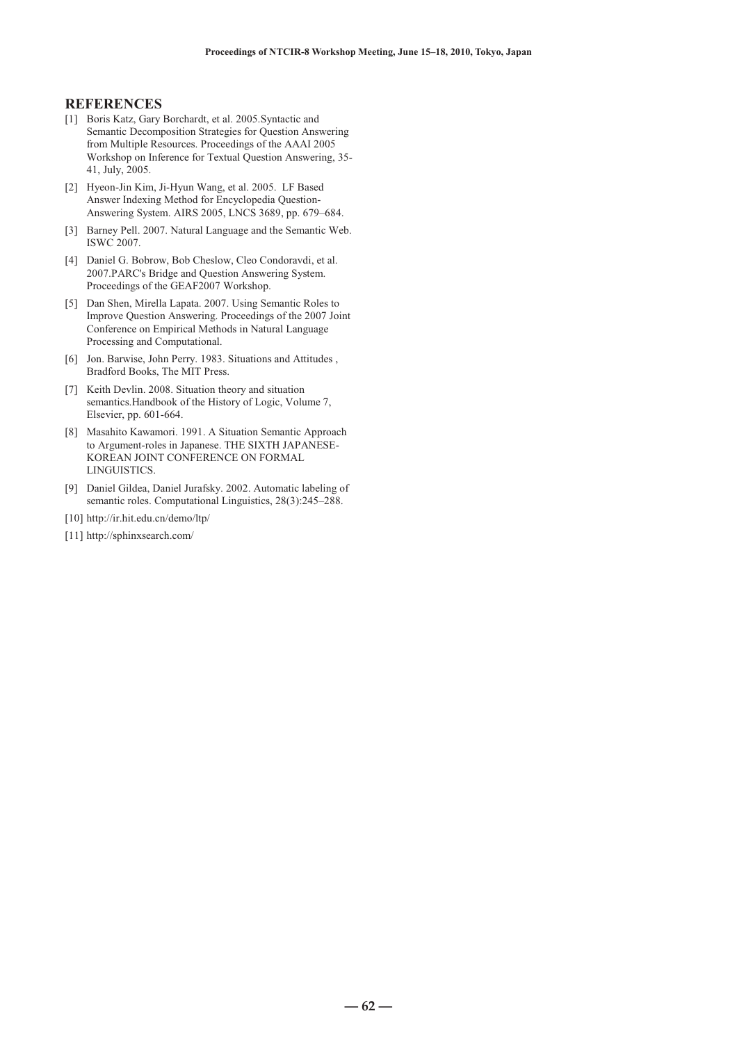## REFERENCES

[1] Boris Katz, Gary Borchardt, et al. 2005.Syntactic and Semantic Decomposition Strategies for Question Answering from Multiple Resources. Proceedings of the AAAI 2005 Workshop on Inference for Textual Question Answering, 35-41, July, 2005.

[2] Hyeon-Jin Kim, Ji-Hyun Wang, et al. 2005. LF Based Answer Indexing Method for Encyclopedia Question-Answering System. AIRS 2005, LNCS 3689, pp. 679–684.

[3] Barney Pell. 2007. Natural Language and the Semantic Web. ISWC 2007.

[4] Daniel G. Bobrow, Bob Cheslow, Cleo Condoravdi, et al. 2007.PARC's Bridge and Question Answering System. Proceedings of the GEAF2007 Workshop.

[5] Dan Shen, Mirella Lapata. 2007. Using Semantic Roles to Improve Question Answering. Proceedings of the 2007 Joint Conference on Empirical Methods in Natural Language Processing and Computational.

[6] Jon. Barwise, John Perry. 1983. Situations and Attitudes , Bradford Books, The MIT Press.

[7] Keith Devlin. 2008. Situation theory and situation semantics.Handbook of the History of Logic, Volume 7, Elsevier, pp. 601-664.

[8] Masahito Kawamori. 1991. A Situation Semantic Approach to Argument-roles in Japanese. THE SIXTH JAPANESE-KOREAN JOINT CONFERENCE ON FORMAL LINGUISTICS.

[9] Daniel Gildea, Daniel Jurafsky. 2002. Automatic labeling of semantic roles. Computational Linguistics, 28(3):245–288.

[10] http://ir.hit.edu.cn/demo/ltp/

[11] http://sphinxsearch.com/